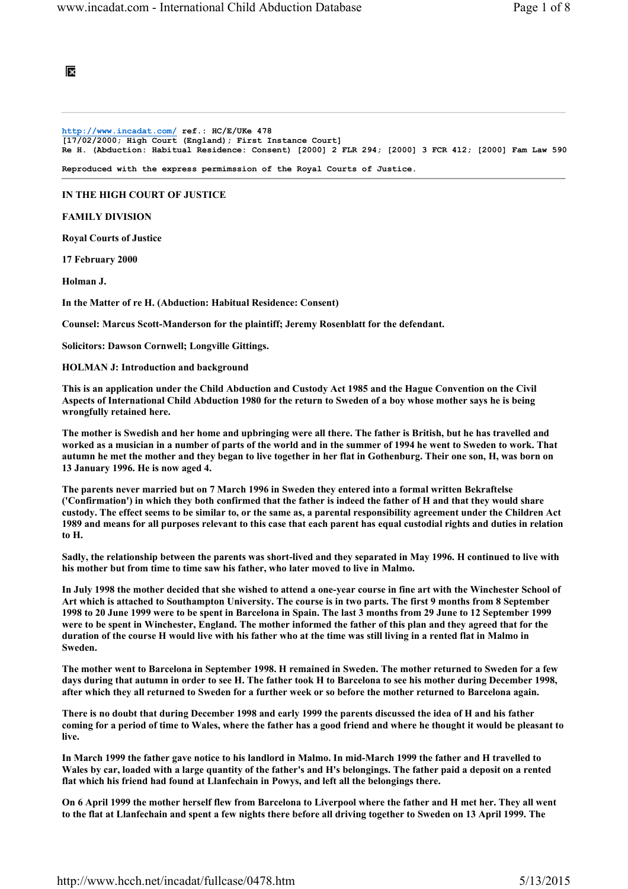http://www.incadat.com/ ref.: HC/E/UKe 478
[17/02/2000; High Court (England); First Instance Court]
Re H. (Abduction: Habitual Residence: Consent) [2000] 2 FLR 294; [2000] 3 FCR 412; [2000] Fam Law 590

Reproduced with the express permimssion of the Royal Courts of Justice.

---

**IN THE HIGH COURT OF JUSTICE**

**FAMILY DIVISION**

**Royal Courts of Justice**

**17 February 2000**

**Holman J.**

**In the Matter of re H. (Abduction: Habitual Residence: Consent)**

**Counsel: Marcus Scott-Manderson for the plaintiff; Jeremy Rosenblatt for the defendant.**

**Solicitors: Dawson Cornwell; Longville Gittings.**

**HOLMAN J: Introduction and background**

**This is an application under the Child Abduction and Custody Act 1985 and the Hague Convention on the Civil Aspects of International Child Abduction 1980 for the return to Sweden of a boy whose mother says he is being wrongfully retained here.**

**The mother is Swedish and her home and upbringing were all there. The father is British, but he has travelled and worked as a musician in a number of parts of the world and in the summer of 1994 he went to Sweden to work. That autumn he met the mother and they began to live together in her flat in Gothenburg. Their one son, H, was born on 13 January 1996. He is now aged 4.**

**The parents never married but on 7 March 1996 in Sweden they entered into a formal written Bekraftelse ('Confirmation') in which they both confirmed that the father is indeed the father of H and that they would share custody. The effect seems to be similar to, or the same as, a parental responsibility agreement under the Children Act 1989 and means for all purposes relevant to this case that each parent has equal custodial rights and duties in relation to H.**

**Sadly, the relationship between the parents was short-lived and they separated in May 1996. H continued to live with his mother but from time to time saw his father, who later moved to live in Malmo.**

**In July 1998 the mother decided that she wished to attend a one-year course in fine art with the Winchester School of Art which is attached to Southampton University. The course is in two parts. The first 9 months from 8 September 1998 to 20 June 1999 were to be spent in Barcelona in Spain. The last 3 months from 29 June to 12 September 1999 were to be spent in Winchester, England. The mother informed the father of this plan and they agreed that for the duration of the course H would live with his father who at the time was still living in a rented flat in Malmo in Sweden.**

**The mother went to Barcelona in September 1998. H remained in Sweden. The mother returned to Sweden for a few days during that autumn in order to see H. The father took H to Barcelona to see his mother during December 1998, after which they all returned to Sweden for a further week or so before the mother returned to Barcelona again.**

**There is no doubt that during December 1998 and early 1999 the parents discussed the idea of H and his father coming for a period of time to Wales, where the father has a good friend and where he thought it would be pleasant to live.**

**In March 1999 the father gave notice to his landlord in Malmo. In mid-March 1999 the father and H travelled to Wales by car, loaded with a large quantity of the father's and H's belongings. The father paid a deposit on a rented flat which his friend had found at Llanfechain in Powys, and left all the belongings there.**

**On 6 April 1999 the mother herself flew from Barcelona to Liverpool where the father and H met her. They all went to the flat at Llanfechain and spent a few nights there before all driving together to Sweden on 13 April 1999. The**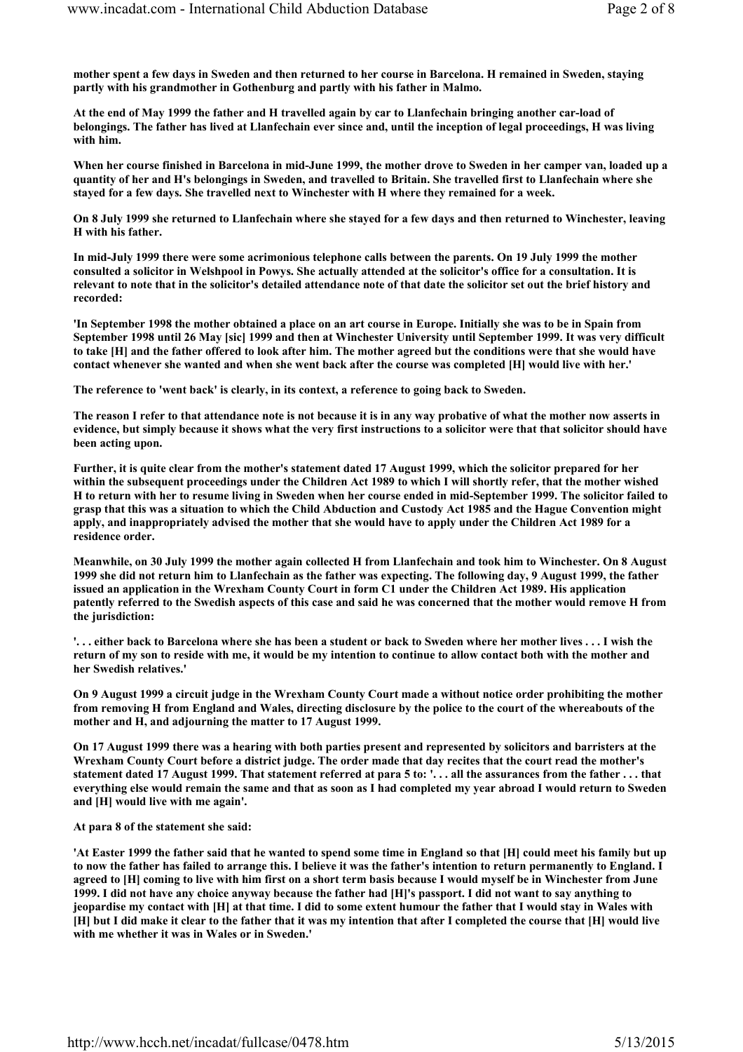mother spent a few days in Sweden and then returned to her course in Barcelona. H remained in Sweden, staying partly with his grandmother in Gothenburg and partly with his father in Malmo.

At the end of May 1999 the father and H travelled again by car to Llanfechain bringing another car-load of belongings. The father has lived at Llanfechain ever since and, until the inception of legal proceedings, H was living with him.

When her course finished in Barcelona in mid-June 1999, the mother drove to Sweden in her camper van, loaded up a quantity of her and H's belongings in Sweden, and travelled to Britain. She travelled first to Llanfechain where she stayed for a few days. She travelled next to Winchester with H where they remained for a week.

On 8 July 1999 she returned to Llanfechain where she stayed for a few days and then returned to Winchester, leaving H with his father.

In mid-July 1999 there were some acrimonious telephone calls between the parents. On 19 July 1999 the mother consulted a solicitor in Welshpool in Powys. She actually attended at the solicitor's office for a consultation. It is relevant to note that in the solicitor's detailed attendance note of that date the solicitor set out the brief history and recorded:

'In September 1998 the mother obtained a place on an art course in Europe. Initially she was to be in Spain from September 1998 until 26 May [sic] 1999 and then at Winchester University until September 1999. It was very difficult to take [H] and the father offered to look after him. The mother agreed but the conditions were that she would have contact whenever she wanted and when she went back after the course was completed [H] would live with her.'

The reference to 'went back' is clearly, in its context, a reference to going back to Sweden.

The reason I refer to that attendance note is not because it is in any way probative of what the mother now asserts in evidence, but simply because it shows what the very first instructions to a solicitor were that that solicitor should have been acting upon.

Further, it is quite clear from the mother's statement dated 17 August 1999, which the solicitor prepared for her within the subsequent proceedings under the Children Act 1989 to which I will shortly refer, that the mother wished H to return with her to resume living in Sweden when her course ended in mid-September 1999. The solicitor failed to grasp that this was a situation to which the Child Abduction and Custody Act 1985 and the Hague Convention might apply, and inappropriately advised the mother that she would have to apply under the Children Act 1989 for a residence order.

Meanwhile, on 30 July 1999 the mother again collected H from Llanfechain and took him to Winchester. On 8 August 1999 she did not return him to Llanfechain as the father was expecting. The following day, 9 August 1999, the father issued an application in the Wrexham County Court in form C1 under the Children Act 1989. His application patently referred to the Swedish aspects of this case and said he was concerned that the mother would remove H from the jurisdiction:

'. . . either back to Barcelona where she has been a student or back to Sweden where her mother lives . . . I wish the return of my son to reside with me, it would be my intention to continue to allow contact both with the mother and her Swedish relatives.'

On 9 August 1999 a circuit judge in the Wrexham County Court made a without notice order prohibiting the mother from removing H from England and Wales, directing disclosure by the police to the court of the whereabouts of the mother and H, and adjourning the matter to 17 August 1999.

On 17 August 1999 there was a hearing with both parties present and represented by solicitors and barristers at the Wrexham County Court before a district judge. The order made that day recites that the court read the mother's statement dated 17 August 1999. That statement referred at para 5 to: '. . . all the assurances from the father . . . that everything else would remain the same and that as soon as I had completed my year abroad I would return to Sweden and [H] would live with me again'.

At para 8 of the statement she said:

'At Easter 1999 the father said that he wanted to spend some time in England so that [H] could meet his family but up to now the father has failed to arrange this. I believe it was the father's intention to return permanently to England. I agreed to [H] coming to live with him first on a short term basis because I would myself be in Winchester from June 1999. I did not have any choice anyway because the father had [H]'s passport. I did not want to say anything to jeopardise my contact with [H] at that time. I did to some extent humour the father that I would stay in Wales with [H] but I did make it clear to the father that it was my intention that after I completed the course that [H] would live with me whether it was in Wales or in Sweden.'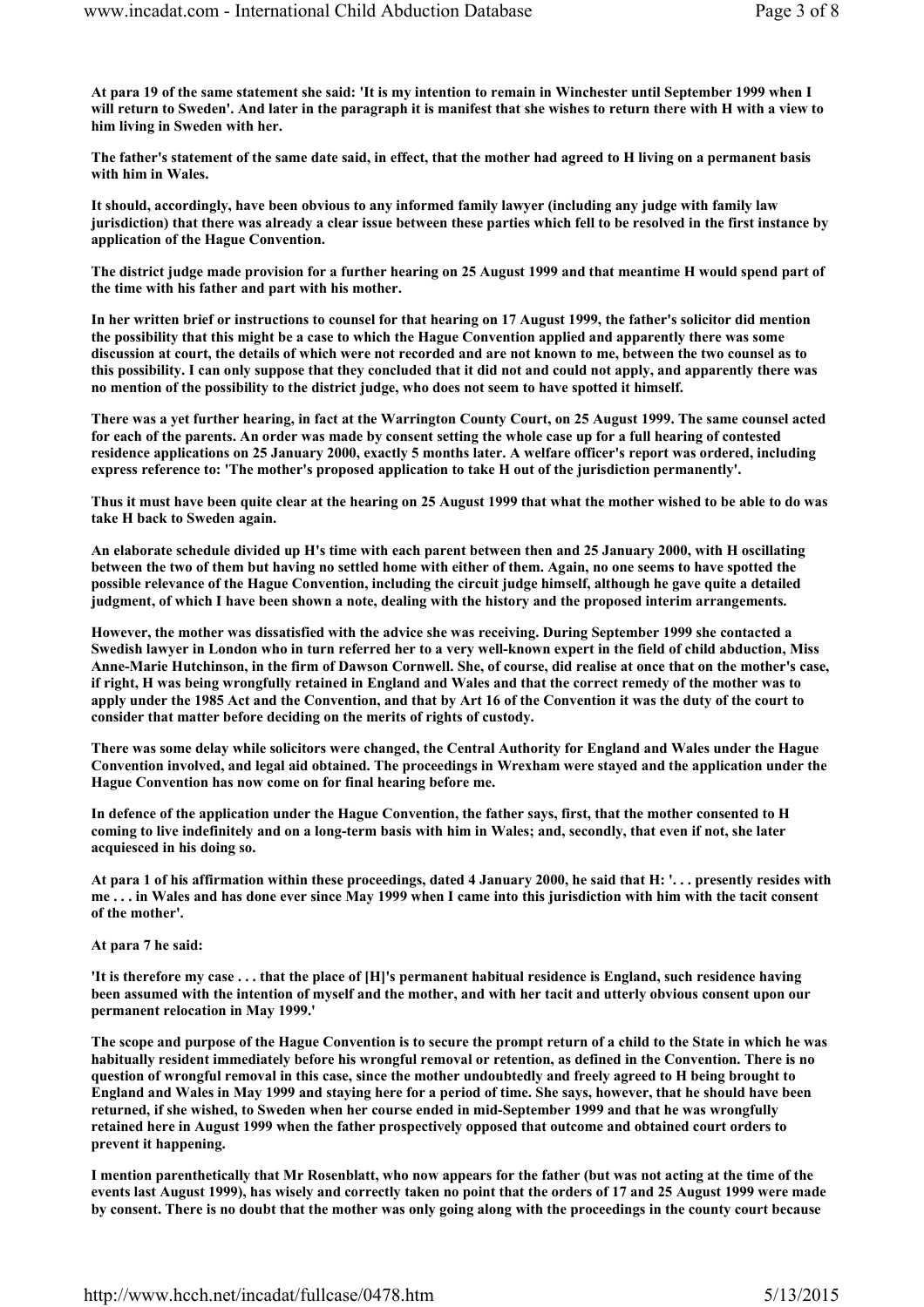**At para 19 of the same statement she said: 'It is my intention to remain in Winchester until September 1999 when I will return to Sweden'. And later in the paragraph it is manifest that she wishes to return there with H with a view to him living in Sweden with her.**

**The father's statement of the same date said, in effect, that the mother had agreed to H living on a permanent basis with him in Wales.**

**It should, accordingly, have been obvious to any informed family lawyer (including any judge with family law jurisdiction) that there was already a clear issue between these parties which fell to be resolved in the first instance by application of the Hague Convention.**

**The district judge made provision for a further hearing on 25 August 1999 and that meantime H would spend part of the time with his father and part with his mother.**

**In her written brief or instructions to counsel for that hearing on 17 August 1999, the father's solicitor did mention the possibility that this might be a case to which the Hague Convention applied and apparently there was some discussion at court, the details of which were not recorded and are not known to me, between the two counsel as to this possibility. I can only suppose that they concluded that it did not and could not apply, and apparently there was no mention of the possibility to the district judge, who does not seem to have spotted it himself.**

**There was a yet further hearing, in fact at the Warrington County Court, on 25 August 1999. The same counsel acted for each of the parents. An order was made by consent setting the whole case up for a full hearing of contested residence applications on 25 January 2000, exactly 5 months later. A welfare officer's report was ordered, including express reference to: 'The mother's proposed application to take H out of the jurisdiction permanently'.**

**Thus it must have been quite clear at the hearing on 25 August 1999 that what the mother wished to be able to do was take H back to Sweden again.**

**An elaborate schedule divided up H's time with each parent between then and 25 January 2000, with H oscillating between the two of them but having no settled home with either of them. Again, no one seems to have spotted the possible relevance of the Hague Convention, including the circuit judge himself, although he gave quite a detailed judgment, of which I have been shown a note, dealing with the history and the proposed interim arrangements.**

**However, the mother was dissatisfied with the advice she was receiving. During September 1999 she contacted a Swedish lawyer in London who in turn referred her to a very well-known expert in the field of child abduction, Miss Anne-Marie Hutchinson, in the firm of Dawson Cornwell. She, of course, did realise at once that on the mother's case, if right, H was being wrongfully retained in England and Wales and that the correct remedy of the mother was to apply under the 1985 Act and the Convention, and that by Art 16 of the Convention it was the duty of the court to consider that matter before deciding on the merits of rights of custody.**

**There was some delay while solicitors were changed, the Central Authority for England and Wales under the Hague Convention involved, and legal aid obtained. The proceedings in Wrexham were stayed and the application under the Hague Convention has now come on for final hearing before me.**

**In defence of the application under the Hague Convention, the father says, first, that the mother consented to H coming to live indefinitely and on a long-term basis with him in Wales; and, secondly, that even if not, she later acquiesced in his doing so.**

**At para 1 of his affirmation within these proceedings, dated 4 January 2000, he said that H: '. . . presently resides with me . . . in Wales and has done ever since May 1999 when I came into this jurisdiction with him with the tacit consent of the mother'.**

**At para 7 he said:**

**'It is therefore my case . . . that the place of [H]'s permanent habitual residence is England, such residence having been assumed with the intention of myself and the mother, and with her tacit and utterly obvious consent upon our permanent relocation in May 1999.'**

**The scope and purpose of the Hague Convention is to secure the prompt return of a child to the State in which he was habitually resident immediately before his wrongful removal or retention, as defined in the Convention. There is no question of wrongful removal in this case, since the mother undoubtedly and freely agreed to H being brought to England and Wales in May 1999 and staying here for a period of time. She says, however, that he should have been returned, if she wished, to Sweden when her course ended in mid-September 1999 and that he was wrongfully retained here in August 1999 when the father prospectively opposed that outcome and obtained court orders to prevent it happening.**

**I mention parenthetically that Mr Rosenblatt, who now appears for the father (but was not acting at the time of the events last August 1999), has wisely and correctly taken no point that the orders of 17 and 25 August 1999 were made by consent. There is no doubt that the mother was only going along with the proceedings in the county court because**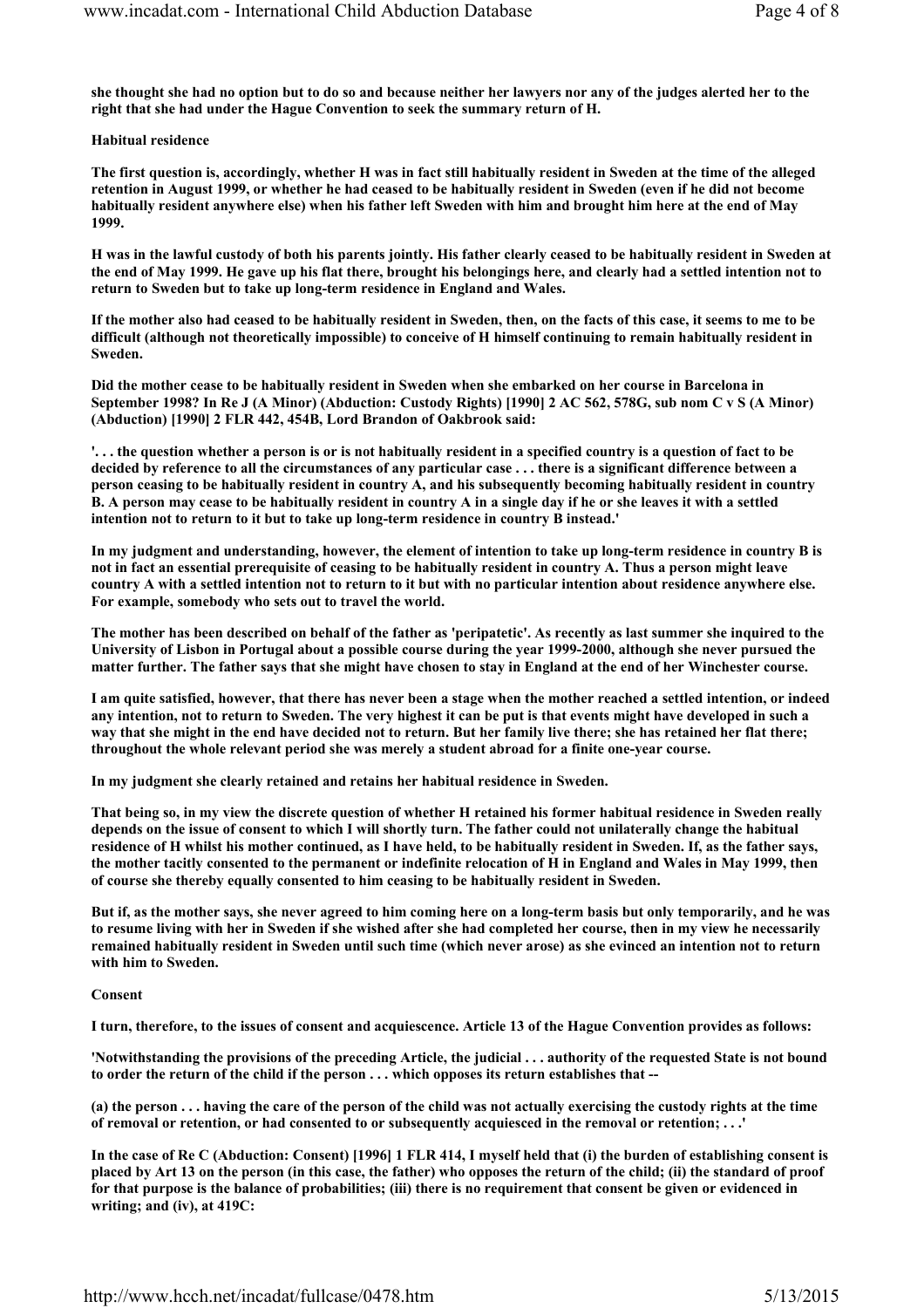she thought she had no option but to do so and because neither her lawyers nor any of the judges alerted her to the right that she had under the Hague Convention to seek the summary return of H.

**Habitual residence**

The first question is, accordingly, whether H was in fact still habitually resident in Sweden at the time of the alleged retention in August 1999, or whether he had ceased to be habitually resident in Sweden (even if he did not become habitually resident anywhere else) when his father left Sweden with him and brought him here at the end of May 1999.

H was in the lawful custody of both his parents jointly. His father clearly ceased to be habitually resident in Sweden at the end of May 1999. He gave up his flat there, brought his belongings here, and clearly had a settled intention not to return to Sweden but to take up long-term residence in England and Wales.

If the mother also had ceased to be habitually resident in Sweden, then, on the facts of this case, it seems to me to be difficult (although not theoretically impossible) to conceive of H himself continuing to remain habitually resident in Sweden.

Did the mother cease to be habitually resident in Sweden when she embarked on her course in Barcelona in September 1998? In Re J (A Minor) (Abduction: Custody Rights) [1990] 2 AC 562, 578G, sub nom C v S (A Minor) (Abduction) [1990] 2 FLR 442, 454B, Lord Brandon of Oakbrook said:

'. . . the question whether a person is or is not habitually resident in a specified country is a question of fact to be decided by reference to all the circumstances of any particular case . . . there is a significant difference between a person ceasing to be habitually resident in country A, and his subsequently becoming habitually resident in country B. A person may cease to be habitually resident in country A in a single day if he or she leaves it with a settled intention not to return to it but to take up long-term residence in country B instead.'

In my judgment and understanding, however, the element of intention to take up long-term residence in country B is not in fact an essential prerequisite of ceasing to be habitually resident in country A. Thus a person might leave country A with a settled intention not to return to it but with no particular intention about residence anywhere else. For example, somebody who sets out to travel the world.

The mother has been described on behalf of the father as 'peripatetic'. As recently as last summer she inquired to the University of Lisbon in Portugal about a possible course during the year 1999-2000, although she never pursued the matter further. The father says that she might have chosen to stay in England at the end of her Winchester course.

I am quite satisfied, however, that there has never been a stage when the mother reached a settled intention, or indeed any intention, not to return to Sweden. The very highest it can be put is that events might have developed in such a way that she might in the end have decided not to return. But her family live there; she has retained her flat there; throughout the whole relevant period she was merely a student abroad for a finite one-year course.

In my judgment she clearly retained and retains her habitual residence in Sweden.

That being so, in my view the discrete question of whether H retained his former habitual residence in Sweden really depends on the issue of consent to which I will shortly turn. The father could not unilaterally change the habitual residence of H whilst his mother continued, as I have held, to be habitually resident in Sweden. If, as the father says, the mother tacitly consented to the permanent or indefinite relocation of H in England and Wales in May 1999, then of course she thereby equally consented to him ceasing to be habitually resident in Sweden.

But if, as the mother says, she never agreed to him coming here on a long-term basis but only temporarily, and he was to resume living with her in Sweden if she wished after she had completed her course, then in my view he necessarily remained habitually resident in Sweden until such time (which never arose) as she evinced an intention not to return with him to Sweden.

**Consent**

I turn, therefore, to the issues of consent and acquiescence. Article 13 of the Hague Convention provides as follows:

'Notwithstanding the provisions of the preceding Article, the judicial . . . authority of the requested State is not bound to order the return of the child if the person . . . which opposes its return establishes that --

(a) the person . . . having the care of the person of the child was not actually exercising the custody rights at the time of removal or retention, or had consented to or subsequently acquiesced in the removal or retention; . . .'

In the case of Re C (Abduction: Consent) [1996] 1 FLR 414, I myself held that (i) the burden of establishing consent is placed by Art 13 on the person (in this case, the father) who opposes the return of the child; (ii) the standard of proof for that purpose is the balance of probabilities; (iii) there is no requirement that consent be given or evidenced in writing; and (iv), at 419C: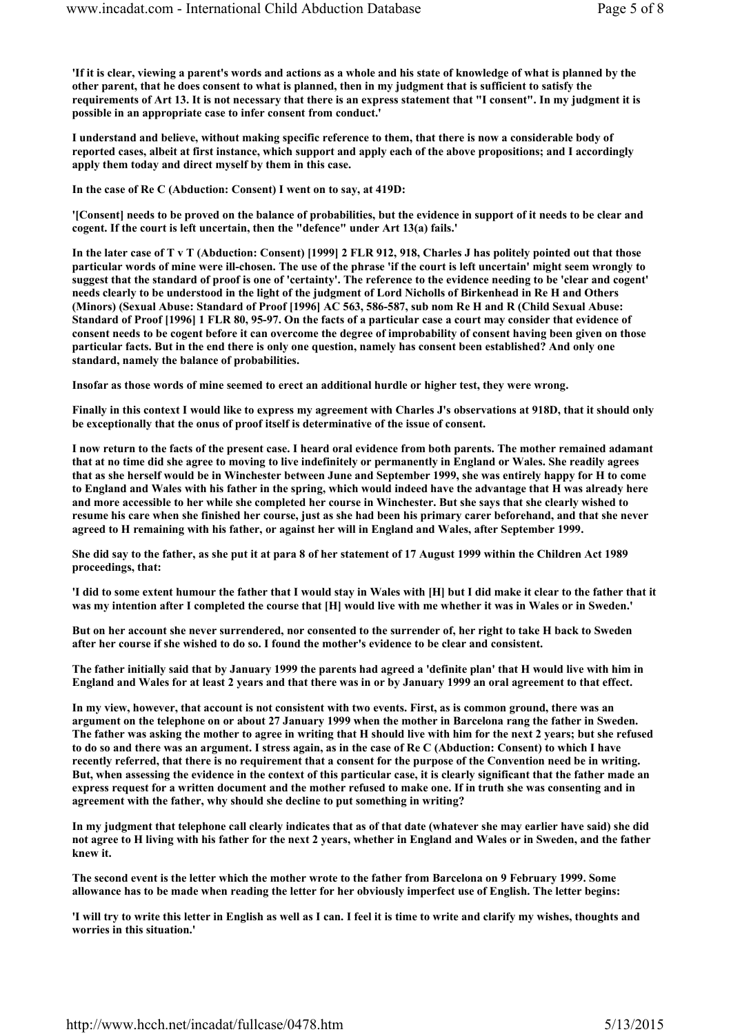'If it is clear, viewing a parent's words and actions as a whole and his state of knowledge of what is planned by the other parent, that he does consent to what is planned, then in my judgment that is sufficient to satisfy the requirements of Art 13. It is not necessary that there is an express statement that "I consent". In my judgment it is possible in an appropriate case to infer consent from conduct.'

I understand and believe, without making specific reference to them, that there is now a considerable body of reported cases, albeit at first instance, which support and apply each of the above propositions; and I accordingly apply them today and direct myself by them in this case.

In the case of Re C (Abduction: Consent) I went on to say, at 419D:

'[Consent] needs to be proved on the balance of probabilities, but the evidence in support of it needs to be clear and cogent. If the court is left uncertain, then the "defence" under Art 13(a) fails.'

In the later case of T v T (Abduction: Consent) [1999] 2 FLR 912, 918, Charles J has politely pointed out that those particular words of mine were ill-chosen. The use of the phrase 'if the court is left uncertain' might seem wrongly to suggest that the standard of proof is one of 'certainty'. The reference to the evidence needing to be 'clear and cogent' needs clearly to be understood in the light of the judgment of Lord Nicholls of Birkenhead in Re H and Others (Minors) (Sexual Abuse: Standard of Proof [1996] AC 563, 586-587, sub nom Re H and R (Child Sexual Abuse: Standard of Proof [1996] 1 FLR 80, 95-97. On the facts of a particular case a court may consider that evidence of consent needs to be cogent before it can overcome the degree of improbability of consent having been given on those particular facts. But in the end there is only one question, namely has consent been established? And only one standard, namely the balance of probabilities.

Insofar as those words of mine seemed to erect an additional hurdle or higher test, they were wrong.

Finally in this context I would like to express my agreement with Charles J's observations at 918D, that it should only be exceptionally that the onus of proof itself is determinative of the issue of consent.

I now return to the facts of the present case. I heard oral evidence from both parents. The mother remained adamant that at no time did she agree to moving to live indefinitely or permanently in England or Wales. She readily agrees that as she herself would be in Winchester between June and September 1999, she was entirely happy for H to come to England and Wales with his father in the spring, which would indeed have the advantage that H was already here and more accessible to her while she completed her course in Winchester. But she says that she clearly wished to resume his care when she finished her course, just as she had been his primary carer beforehand, and that she never agreed to H remaining with his father, or against her will in England and Wales, after September 1999.

She did say to the father, as she put it at para 8 of her statement of 17 August 1999 within the Children Act 1989 proceedings, that:

'I did to some extent humour the father that I would stay in Wales with [H] but I did make it clear to the father that it was my intention after I completed the course that [H] would live with me whether it was in Wales or in Sweden.'

But on her account she never surrendered, nor consented to the surrender of, her right to take H back to Sweden after her course if she wished to do so. I found the mother's evidence to be clear and consistent.

The father initially said that by January 1999 the parents had agreed a 'definite plan' that H would live with him in England and Wales for at least 2 years and that there was in or by January 1999 an oral agreement to that effect.

In my view, however, that account is not consistent with two events. First, as is common ground, there was an argument on the telephone on or about 27 January 1999 when the mother in Barcelona rang the father in Sweden. The father was asking the mother to agree in writing that H should live with him for the next 2 years; but she refused to do so and there was an argument. I stress again, as in the case of Re C (Abduction: Consent) to which I have recently referred, that there is no requirement that a consent for the purpose of the Convention need be in writing. But, when assessing the evidence in the context of this particular case, it is clearly significant that the father made an express request for a written document and the mother refused to make one. If in truth she was consenting and in agreement with the father, why should she decline to put something in writing?

In my judgment that telephone call clearly indicates that as of that date (whatever she may earlier have said) she did not agree to H living with his father for the next 2 years, whether in England and Wales or in Sweden, and the father knew it.

The second event is the letter which the mother wrote to the father from Barcelona on 9 February 1999. Some allowance has to be made when reading the letter for her obviously imperfect use of English. The letter begins:

'I will try to write this letter in English as well as I can. I feel it is time to write and clarify my wishes, thoughts and worries in this situation.'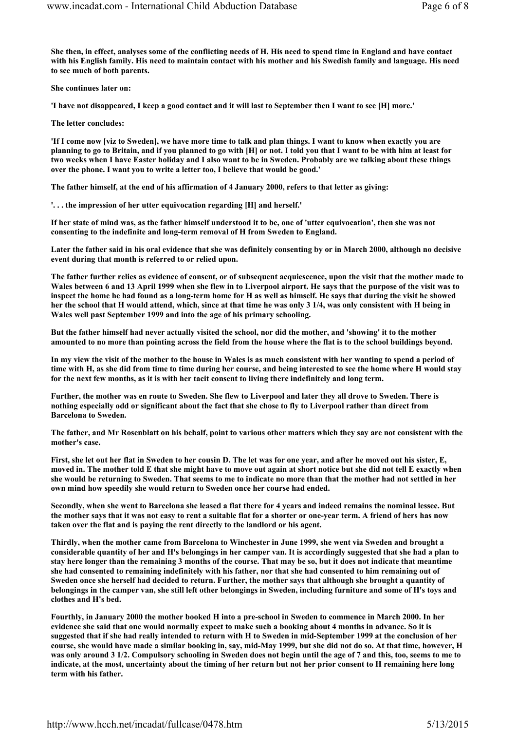She then, in effect, analyses some of the conflicting needs of H. His need to spend time in England and have contact with his English family. His need to maintain contact with his mother and his Swedish family and language. His need to see much of both parents.

She continues later on:

'I have not disappeared, I keep a good contact and it will last to September then I want to see [H] more.'

The letter concludes:

'If I come now [viz to Sweden], we have more time to talk and plan things. I want to know when exactly you are planning to go to Britain, and if you planned to go with [H] or not. I told you that I want to be with him at least for two weeks when I have Easter holiday and I also want to be in Sweden. Probably are we talking about these things over the phone. I want you to write a letter too, I believe that would be good.'

The father himself, at the end of his affirmation of 4 January 2000, refers to that letter as giving:

'. . . the impression of her utter equivocation regarding [H] and herself.'

If her state of mind was, as the father himself understood it to be, one of 'utter equivocation', then she was not consenting to the indefinite and long-term removal of H from Sweden to England.

Later the father said in his oral evidence that she was definitely consenting by or in March 2000, although no decisive event during that month is referred to or relied upon.

The father further relies as evidence of consent, or of subsequent acquiescence, upon the visit that the mother made to Wales between 6 and 13 April 1999 when she flew in to Liverpool airport. He says that the purpose of the visit was to inspect the home he had found as a long-term home for H as well as himself. He says that during the visit he showed her the school that H would attend, which, since at that time he was only 3 1/4, was only consistent with H being in Wales well past September 1999 and into the age of his primary schooling.

But the father himself had never actually visited the school, nor did the mother, and 'showing' it to the mother amounted to no more than pointing across the field from the house where the flat is to the school buildings beyond.

In my view the visit of the mother to the house in Wales is as much consistent with her wanting to spend a period of time with H, as she did from time to time during her course, and being interested to see the home where H would stay for the next few months, as it is with her tacit consent to living there indefinitely and long term.

Further, the mother was en route to Sweden. She flew to Liverpool and later they all drove to Sweden. There is nothing especially odd or significant about the fact that she chose to fly to Liverpool rather than direct from Barcelona to Sweden.

The father, and Mr Rosenblatt on his behalf, point to various other matters which they say are not consistent with the mother's case.

First, she let out her flat in Sweden to her cousin D. The let was for one year, and after he moved out his sister, E, moved in. The mother told E that she might have to move out again at short notice but she did not tell E exactly when she would be returning to Sweden. That seems to me to indicate no more than that the mother had not settled in her own mind how speedily she would return to Sweden once her course had ended.

Secondly, when she went to Barcelona she leased a flat there for 4 years and indeed remains the nominal lessee. But the mother says that it was not easy to rent a suitable flat for a shorter or one-year term. A friend of hers has now taken over the flat and is paying the rent directly to the landlord or his agent.

Thirdly, when the mother came from Barcelona to Winchester in June 1999, she went via Sweden and brought a considerable quantity of her and H's belongings in her camper van. It is accordingly suggested that she had a plan to stay here longer than the remaining 3 months of the course. That may be so, but it does not indicate that meantime she had consented to remaining indefinitely with his father, nor that she had consented to him remaining out of Sweden once she herself had decided to return. Further, the mother says that although she brought a quantity of belongings in the camper van, she still left other belongings in Sweden, including furniture and some of H's toys and clothes and H's bed.

Fourthly, in January 2000 the mother booked H into a pre-school in Sweden to commence in March 2000. In her evidence she said that one would normally expect to make such a booking about 4 months in advance. So it is suggested that if she had really intended to return with H to Sweden in mid-September 1999 at the conclusion of her course, she would have made a similar booking in, say, mid-May 1999, but she did not do so. At that time, however, H was only around 3 1/2. Compulsory schooling in Sweden does not begin until the age of 7 and this, too, seems to me to indicate, at the most, uncertainty about the timing of her return but not her prior consent to H remaining here long term with his father.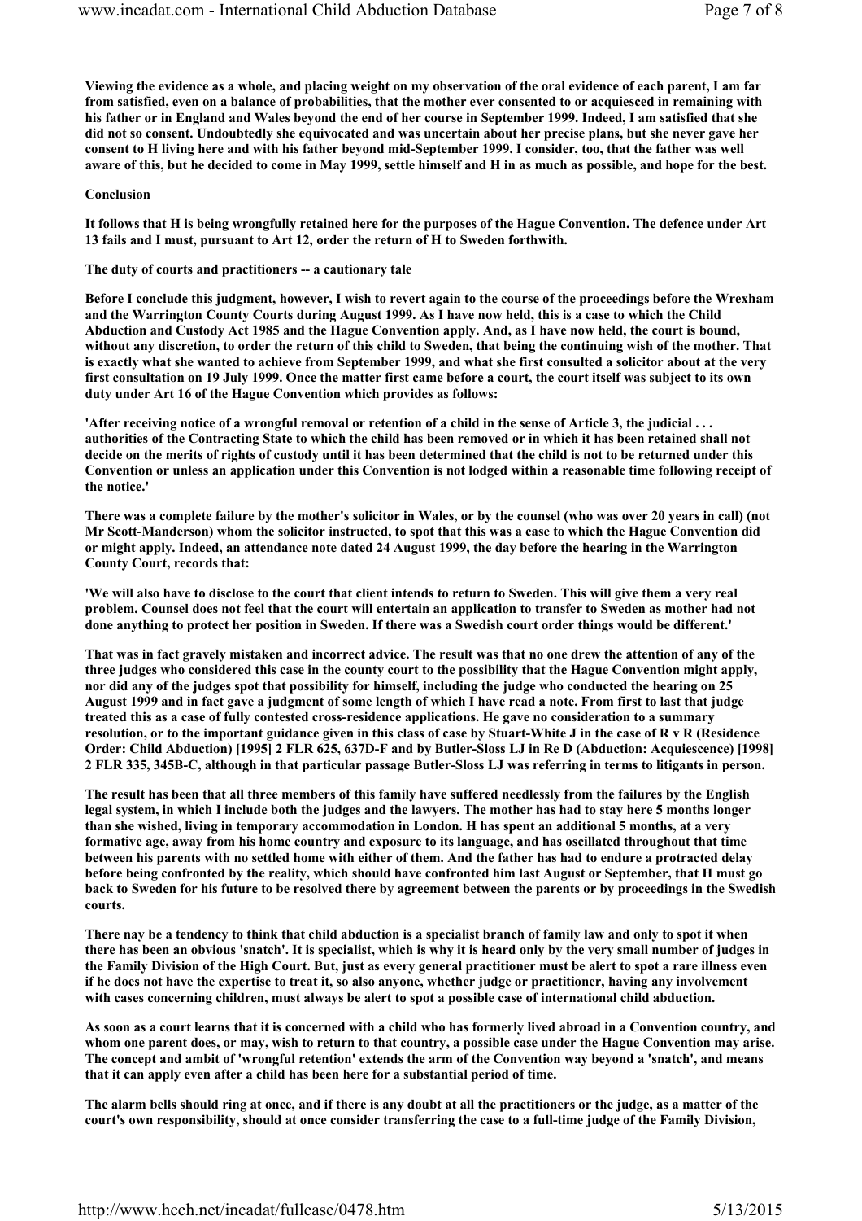**Viewing the evidence as a whole, and placing weight on my observation of the oral evidence of each parent, I am far from satisfied, even on a balance of probabilities, that the mother ever consented to or acquiesced in remaining with his father or in England and Wales beyond the end of her course in September 1999. Indeed, I am satisfied that she did not so consent. Undoubtedly she equivocated and was uncertain about her precise plans, but she never gave her consent to H living here and with his father beyond mid-September 1999. I consider, too, that the father was well aware of this, but he decided to come in May 1999, settle himself and H in as much as possible, and hope for the best.**

**Conclusion**

**It follows that H is being wrongfully retained here for the purposes of the Hague Convention. The defence under Art 13 fails and I must, pursuant to Art 12, order the return of H to Sweden forthwith.**

**The duty of courts and practitioners -- a cautionary tale**

**Before I conclude this judgment, however, I wish to revert again to the course of the proceedings before the Wrexham and the Warrington County Courts during August 1999. As I have now held, this is a case to which the Child Abduction and Custody Act 1985 and the Hague Convention apply. And, as I have now held, the court is bound, without any discretion, to order the return of this child to Sweden, that being the continuing wish of the mother. That is exactly what she wanted to achieve from September 1999, and what she first consulted a solicitor about at the very first consultation on 19 July 1999. Once the matter first came before a court, the court itself was subject to its own duty under Art 16 of the Hague Convention which provides as follows:**

**'After receiving notice of a wrongful removal or retention of a child in the sense of Article 3, the judicial . . . authorities of the Contracting State to which the child has been removed or in which it has been retained shall not decide on the merits of rights of custody until it has been determined that the child is not to be returned under this Convention or unless an application under this Convention is not lodged within a reasonable time following receipt of the notice.'**

**There was a complete failure by the mother's solicitor in Wales, or by the counsel (who was over 20 years in call) (not Mr Scott-Manderson) whom the solicitor instructed, to spot that this was a case to which the Hague Convention did or might apply. Indeed, an attendance note dated 24 August 1999, the day before the hearing in the Warrington County Court, records that:**

**'We will also have to disclose to the court that client intends to return to Sweden. This will give them a very real problem. Counsel does not feel that the court will entertain an application to transfer to Sweden as mother had not done anything to protect her position in Sweden. If there was a Swedish court order things would be different.'**

**That was in fact gravely mistaken and incorrect advice. The result was that no one drew the attention of any of the three judges who considered this case in the county court to the possibility that the Hague Convention might apply, nor did any of the judges spot that possibility for himself, including the judge who conducted the hearing on 25 August 1999 and in fact gave a judgment of some length of which I have read a note. From first to last that judge treated this as a case of fully contested cross-residence applications. He gave no consideration to a summary resolution, or to the important guidance given in this class of case by Stuart-White J in the case of R v R (Residence Order: Child Abduction) [1995] 2 FLR 625, 637D-F and by Butler-Sloss LJ in Re D (Abduction: Acquiescence) [1998] 2 FLR 335, 345B-C, although in that particular passage Butler-Sloss LJ was referring in terms to litigants in person.**

**The result has been that all three members of this family have suffered needlessly from the failures by the English legal system, in which I include both the judges and the lawyers. The mother has had to stay here 5 months longer than she wished, living in temporary accommodation in London. H has spent an additional 5 months, at a very formative age, away from his home country and exposure to its language, and has oscillated throughout that time between his parents with no settled home with either of them. And the father has had to endure a protracted delay before being confronted by the reality, which should have confronted him last August or September, that H must go back to Sweden for his future to be resolved there by agreement between the parents or by proceedings in the Swedish courts.**

**There nay be a tendency to think that child abduction is a specialist branch of family law and only to spot it when there has been an obvious 'snatch'. It is specialist, which is why it is heard only by the very small number of judges in the Family Division of the High Court. But, just as every general practitioner must be alert to spot a rare illness even if he does not have the expertise to treat it, so also anyone, whether judge or practitioner, having any involvement with cases concerning children, must always be alert to spot a possible case of international child abduction.**

**As soon as a court learns that it is concerned with a child who has formerly lived abroad in a Convention country, and whom one parent does, or may, wish to return to that country, a possible case under the Hague Convention may arise. The concept and ambit of 'wrongful retention' extends the arm of the Convention way beyond a 'snatch', and means that it can apply even after a child has been here for a substantial period of time.**

**The alarm bells should ring at once, and if there is any doubt at all the practitioners or the judge, as a matter of the court's own responsibility, should at once consider transferring the case to a full-time judge of the Family Division,**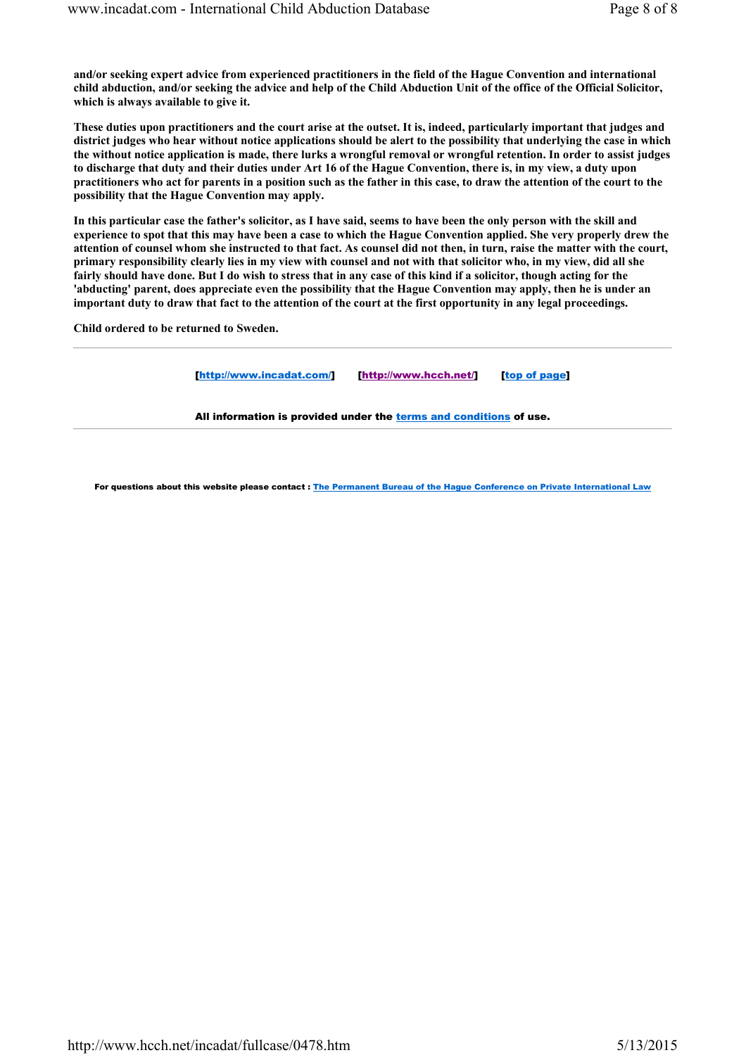**and/or seeking expert advice from experienced practitioners in the field of the Hague Convention and international child abduction, and/or seeking the advice and help of the Child Abduction Unit of the office of the Official Solicitor, which is always available to give it.**

**These duties upon practitioners and the court arise at the outset. It is, indeed, particularly important that judges and district judges who hear without notice applications should be alert to the possibility that underlying the case in which the without notice application is made, there lurks a wrongful removal or wrongful retention. In order to assist judges to discharge that duty and their duties under Art 16 of the Hague Convention, there is, in my view, a duty upon practitioners who act for parents in a position such as the father in this case, to draw the attention of the court to the possibility that the Hague Convention may apply.**

**In this particular case the father's solicitor, as I have said, seems to have been the only person with the skill and experience to spot that this may have been a case to which the Hague Convention applied. She very properly drew the attention of counsel whom she instructed to that fact. As counsel did not then, in turn, raise the matter with the court, primary responsibility clearly lies in my view with counsel and not with that solicitor who, in my view, did all she fairly should have done. But I do wish to stress that in any case of this kind if a solicitor, though acting for the 'abducting' parent, does appreciate even the possibility that the Hague Convention may apply, then he is under an important duty to draw that fact to the attention of the court at the first opportunity in any legal proceedings.**

**Child ordered to be returned to Sweden.**

---

**[http://www.incadat.com/]** **[http://www.hcch.net/]** **[top of page]**

**All information is provided under the terms and conditions of use.**

---

**For questions about this website please contact : The Permanent Bureau of the Hague Conference on Private International Law**